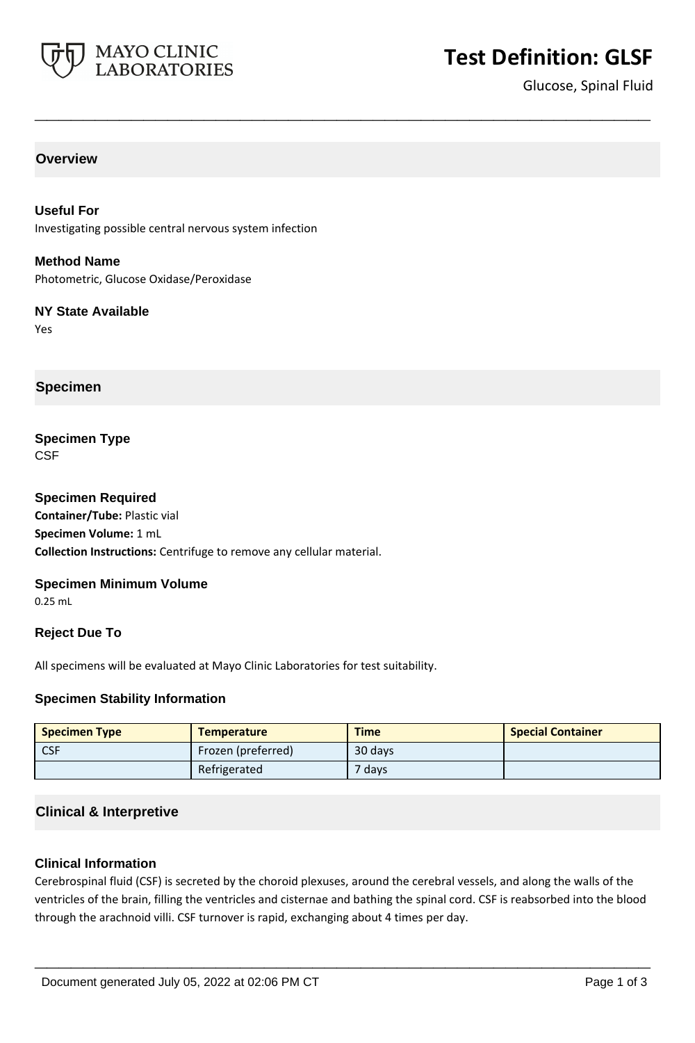# Test Definition: GLSF

Glucose, Spinal Fluid

## Overview

### Useful For

Investigating possible central nervous system infection

### Method Name

Photometric, Glucose Oxidase/Peroxidase

### NY State Available

Yes

## Specimen

### Specimen Type

CSF

### Specimen Required

**Container/Tube:** Plastic vial

**Specimen Volume:** 1 mL

**Collection Instructions:** Centrifuge to remove any cellular material.

### Specimen Minimum Volume

0.25 mL

### Reject Due To

All specimens will be evaluated at Mayo Clinic Laboratories for test suitability.

### Specimen Stability Information

| Specimen Type | Temperature | Time | Special Container |
|---|---|---|---|
| CSF | Frozen (preferred) | 30 days | |
| | Refrigerated | 7 days | |

## Clinical & Interpretive

### Clinical Information

Cerebrospinal fluid (CSF) is secreted by the choroid plexuses, around the cerebral vessels, and along the walls of the ventricles of the brain, filling the ventricles and cisternae and bathing the spinal cord. CSF is reabsorbed into the blood through the arachnoid villi. CSF turnover is rapid, exchanging about 4 times per day.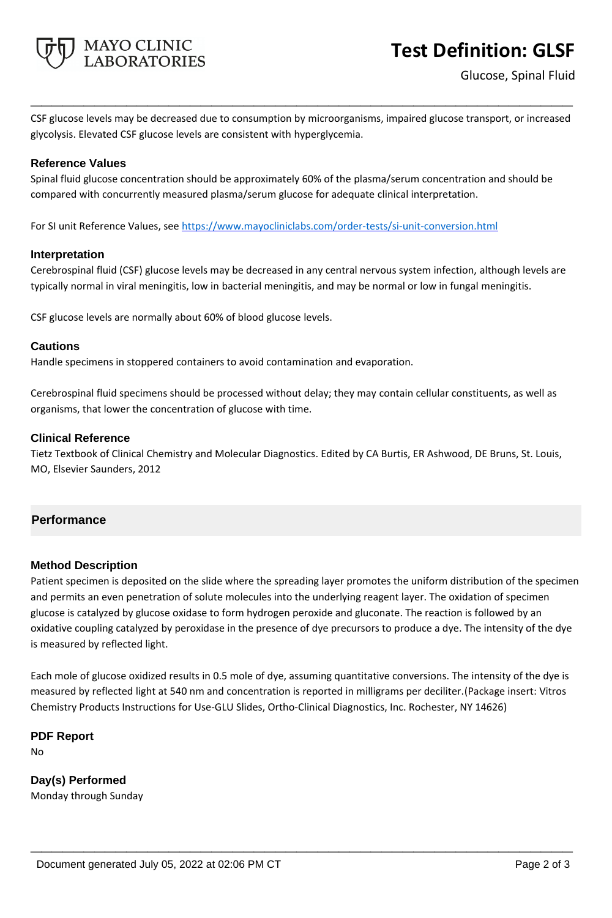CSF glucose levels may be decreased due to consumption by microorganisms, impaired glucose transport, or increased glycolysis. Elevated CSF glucose levels are consistent with hyperglycemia.

### Reference Values

Spinal fluid glucose concentration should be approximately 60% of the plasma/serum concentration and should be compared with concurrently measured plasma/serum glucose for adequate clinical interpretation.

For SI unit Reference Values, see https://www.mayocliniclabs.com/order-tests/si-unit-conversion.html

### Interpretation

Cerebrospinal fluid (CSF) glucose levels may be decreased in any central nervous system infection, although levels are typically normal in viral meningitis, low in bacterial meningitis, and may be normal or low in fungal meningitis.

CSF glucose levels are normally about 60% of blood glucose levels.

### Cautions

Handle specimens in stoppered containers to avoid contamination and evaporation.

Cerebrospinal fluid specimens should be processed without delay; they may contain cellular constituents, as well as organisms, that lower the concentration of glucose with time.

### Clinical Reference

Tietz Textbook of Clinical Chemistry and Molecular Diagnostics. Edited by CA Burtis, ER Ashwood, DE Bruns, St. Louis, MO, Elsevier Saunders, 2012

## Performance

### Method Description

Patient specimen is deposited on the slide where the spreading layer promotes the uniform distribution of the specimen and permits an even penetration of solute molecules into the underlying reagent layer. The oxidation of specimen glucose is catalyzed by glucose oxidase to form hydrogen peroxide and gluconate. The reaction is followed by an oxidative coupling catalyzed by peroxidase in the presence of dye precursors to produce a dye. The intensity of the dye is measured by reflected light.

Each mole of glucose oxidized results in 0.5 mole of dye, assuming quantitative conversions. The intensity of the dye is measured by reflected light at 540 nm and concentration is reported in milligrams per deciliter.(Package insert: Vitros Chemistry Products Instructions for Use-GLU Slides, Ortho-Clinical Diagnostics, Inc. Rochester, NY 14626)

### PDF Report

No

### Day(s) Performed

Monday through Sunday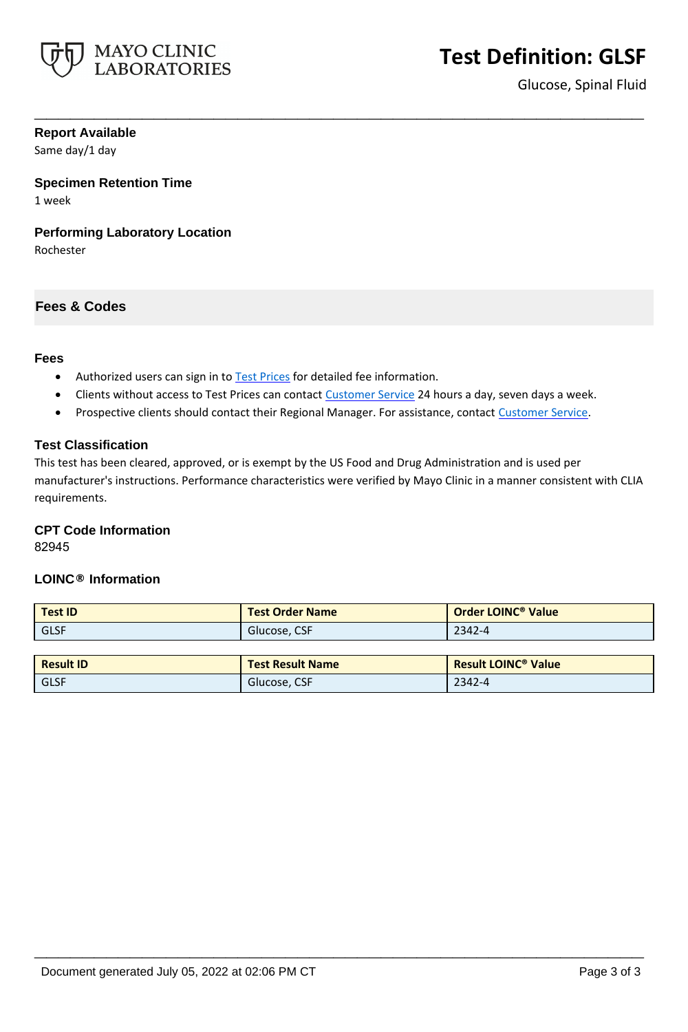## Report Available

Same day/1 day

## Specimen Retention Time

1 week

## Performing Laboratory Location

Rochester

# Fees & Codes

## Fees

- Authorized users can sign in to Test Prices for detailed fee information.
- Clients without access to Test Prices can contact Customer Service 24 hours a day, seven days a week.
- Prospective clients should contact their Regional Manager. For assistance, contact Customer Service.

## Test Classification

This test has been cleared, approved, or is exempt by the US Food and Drug Administration and is used per manufacturer's instructions. Performance characteristics were verified by Mayo Clinic in a manner consistent with CLIA requirements.

## CPT Code Information

82945

## LOINC® Information

| Test ID | Test Order Name | Order LOINC® Value |
|---|---|---|
| GLSF | Glucose, CSF | 2342-4 |

| Result ID | Test Result Name | Result LOINC® Value |
|---|---|---|
| GLSF | Glucose, CSF | 2342-4 |